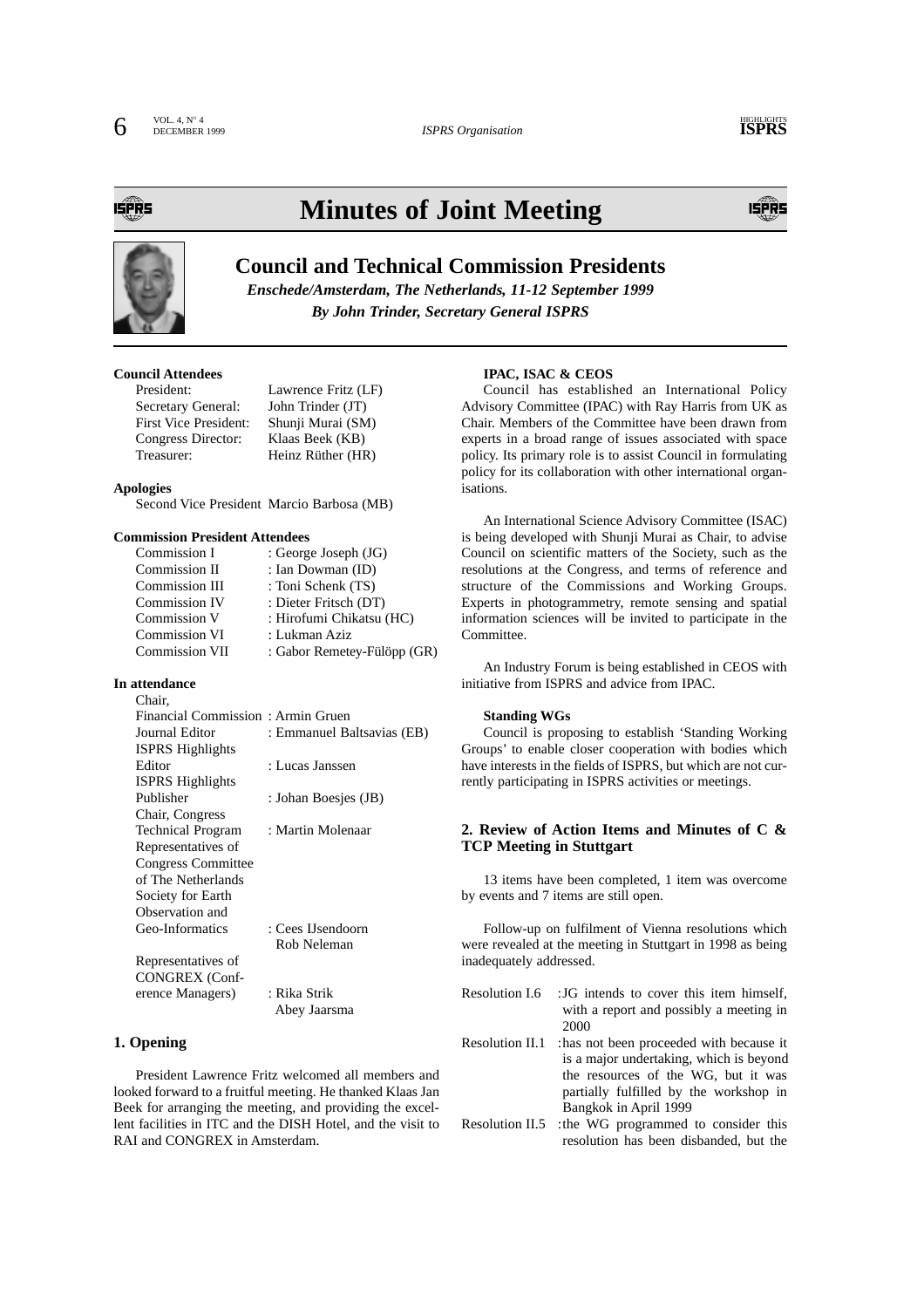# Minutes of Joint Meeting

## Council and Technical Commission Presidents

*Enschede/Amsterdam, The Netherlands, 11-12 September 1999*

*By John Trinder, Secretary General ISPRS*

**Council Attendees**

| | |
|---|---|
| President: | Lawrence Fritz (LF) |
| Secretary General: | John Trinder (JT) |
| First Vice President: | Shunji Murai (SM) |
| Congress Director: | Klaas Beek (KB) |
| Treasurer: | Heinz Rüther (HR) |

**Apologies**

Second Vice President Marcio Barbosa (MB)

**Commission President Attendees**

| | |
|---|---|
| Commission I | : George Joseph (JG) |
| Commission II | : Ian Dowman (ID) |
| Commission III | : Toni Schenk (TS) |
| Commission IV | : Dieter Fritsch (DT) |
| Commission V | : Hirofumi Chikatsu (HC) |
| Commission VI | : Lukman Aziz |
| Commission VII | : Gabor Remetey-Fülöpp (GR) |

**In attendance**

| | |
|---|---|
| Chair, Financial Commission | : Armin Gruen |
| Journal Editor | : Emmanuel Baltsavias (EB) |
| ISPRS Highlights Editor | : Lucas Janssen |
| ISPRS Highlights Publisher | : Johan Boesjes (JB) |
| Chair, Congress Technical Program | : Martin Molenaar |
| Representatives of Congress Committee of The Netherlands Society for Earth Observation and Geo-Informatics | : Cees IJsendoorn, Rob Neleman |
| Representatives of CONGREX (Conference Managers) | : Rika Strik, Abey Jaarsma |

### 1. Opening

President Lawrence Fritz welcomed all members and looked forward to a fruitful meeting. He thanked Klaas Jan Beek for arranging the meeting, and providing the excellent facilities in ITC and the DISH Hotel, and the visit to RAI and CONGREX in Amsterdam.

**IPAC, ISAC & CEOS**

Council has established an International Policy Advisory Committee (IPAC) with Ray Harris from UK as Chair. Members of the Committee have been drawn from experts in a broad range of issues associated with space policy. Its primary role is to assist Council in formulating policy for its collaboration with other international organisations.

An International Science Advisory Committee (ISAC) is being developed with Shunji Murai as Chair, to advise Council on scientific matters of the Society, such as the resolutions at the Congress, and terms of reference and structure of the Commissions and Working Groups. Experts in photogrammetry, remote sensing and spatial information sciences will be invited to participate in the Committee.

An Industry Forum is being established in CEOS with initiative from ISPRS and advice from IPAC.

**Standing WGs**

Council is proposing to establish 'Standing Working Groups' to enable closer cooperation with bodies which have interests in the fields of ISPRS, but which are not currently participating in ISPRS activities or meetings.

### 2. Review of Action Items and Minutes of C & TCP Meeting in Stuttgart

13 items have been completed, 1 item was overcome by events and 7 items are still open.

Follow-up on fulfilment of Vienna resolutions which were revealed at the meeting in Stuttgart in 1998 as being inadequately addressed.

| | |
|---|---|
| Resolution I.6 | :JG intends to cover this item himself, with a report and possibly a meeting in 2000 |
| Resolution II.1 | :has not been proceeded with because it is a major undertaking, which is beyond the resources of the WG, but it was partially fulfilled by the workshop in Bangkok in April 1999 |
| Resolution II.5 | :the WG programmed to consider this resolution has been disbanded, but the |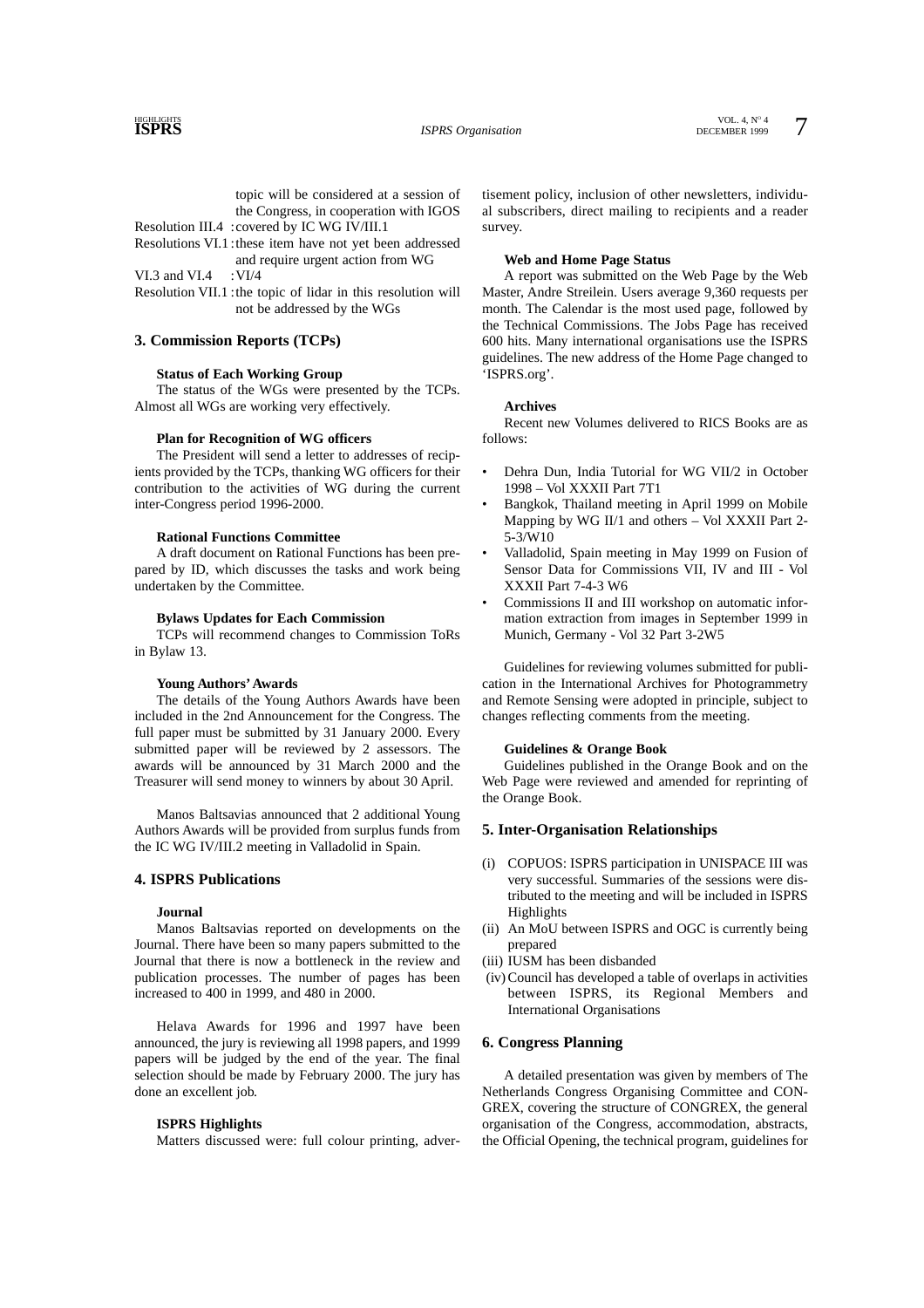topic will be considered at a session of the Congress, in cooperation with IGOS

Resolution III.4 : covered by IC WG IV/III.1

Resolutions VI.1 : these item have not yet been addressed and require urgent action from WG

VI.3 and VI.4 : VI/4

Resolution VII.1 : the topic of lidar in this resolution will not be addressed by the WGs

## 3. Commission Reports (TCPs)

**Status of Each Working Group**

The status of the WGs were presented by the TCPs. Almost all WGs are working very effectively.

**Plan for Recognition of WG officers**

The President will send a letter to addresses of recipients provided by the TCPs, thanking WG officers for their contribution to the activities of WG during the current inter-Congress period 1996-2000.

**Rational Functions Committee**

A draft document on Rational Functions has been prepared by ID, which discusses the tasks and work being undertaken by the Committee.

**Bylaws Updates for Each Commission**

TCPs will recommend changes to Commission ToRs in Bylaw 13.

**Young Authors' Awards**

The details of the Young Authors Awards have been included in the 2nd Announcement for the Congress. The full paper must be submitted by 31 January 2000. Every submitted paper will be reviewed by 2 assessors. The awards will be announced by 31 March 2000 and the Treasurer will send money to winners by about 30 April.

Manos Baltsavias announced that 2 additional Young Authors Awards will be provided from surplus funds from the IC WG IV/III.2 meeting in Valladolid in Spain.

## 4. ISPRS Publications

**Journal**

Manos Baltsavias reported on developments on the Journal. There have been so many papers submitted to the Journal that there is now a bottleneck in the review and publication processes. The number of pages has been increased to 400 in 1999, and 480 in 2000.

Helava Awards for 1996 and 1997 have been announced, the jury is reviewing all 1998 papers, and 1999 papers will be judged by the end of the year. The final selection should be made by February 2000. The jury has done an excellent job.

**ISPRS Highlights**

Matters discussed were: full colour printing, advertisement policy, inclusion of other newsletters, individual subscribers, direct mailing to recipients and a reader survey.

**Web and Home Page Status**

A report was submitted on the Web Page by the Web Master, Andre Streilein. Users average 9,360 requests per month. The Calendar is the most used page, followed by the Technical Commissions. The Jobs Page has received 600 hits. Many international organisations use the ISPRS guidelines. The new address of the Home Page changed to 'ISPRS.org'.

**Archives**

Recent new Volumes delivered to RICS Books are as follows:

- Dehra Dun, India Tutorial for WG VII/2 in October 1998 – Vol XXXII Part 7T1
- Bangkok, Thailand meeting in April 1999 on Mobile Mapping by WG II/1 and others – Vol XXXII Part 2-5-3/W10
- Valladolid, Spain meeting in May 1999 on Fusion of Sensor Data for Commissions VII, IV and III - Vol XXXII Part 7-4-3 W6
- Commissions II and III workshop on automatic information extraction from images in September 1999 in Munich, Germany - Vol 32 Part 3-2W5

Guidelines for reviewing volumes submitted for publication in the International Archives for Photogrammetry and Remote Sensing were adopted in principle, subject to changes reflecting comments from the meeting.

**Guidelines & Orange Book**

Guidelines published in the Orange Book and on the Web Page were reviewed and amended for reprinting of the Orange Book.

## 5. Inter-Organisation Relationships

(i) COPUOS: ISPRS participation in UNISPACE III was very successful. Summaries of the sessions were distributed to the meeting and will be included in ISPRS Highlights

(ii) An MoU between ISPRS and OGC is currently being prepared

(iii) IUSM has been disbanded

(iv) Council has developed a table of overlaps in activities between ISPRS, its Regional Members and International Organisations

## 6. Congress Planning

A detailed presentation was given by members of The Netherlands Congress Organising Committee and CONGREX, covering the structure of CONGREX, the general organisation of the Congress, accommodation, abstracts, the Official Opening, the technical program, guidelines for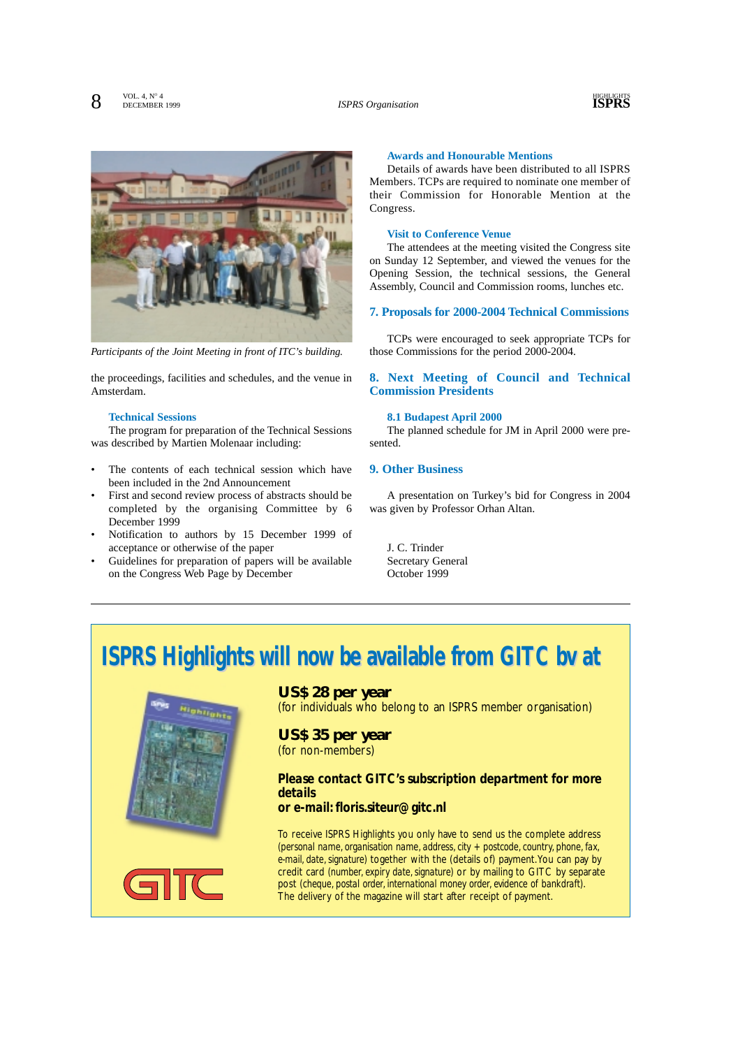*Participants of the Joint Meeting in front of ITC's building.*

the proceedings, facilities and schedules, and the venue in Amsterdam.

### Technical Sessions

The program for preparation of the Technical Sessions was described by Martien Molenaar including:

- The contents of each technical session which have been included in the 2nd Announcement
- First and second review process of abstracts should be completed by the organising Committee by 6 December 1999
- Notification to authors by 15 December 1999 of acceptance or otherwise of the paper
- Guidelines for preparation of papers will be available on the Congress Web Page by December

### Awards and Honourable Mentions

Details of awards have been distributed to all ISPRS Members. TCPs are required to nominate one member of their Commission for Honorable Mention at the Congress.

### Visit to Conference Venue

The attendees at the meeting visited the Congress site on Sunday 12 September, and viewed the venues for the Opening Session, the technical sessions, the General Assembly, Council and Commission rooms, lunches etc.

## 7. Proposals for 2000-2004 Technical Commissions

TCPs were encouraged to seek appropriate TCPs for those Commissions for the period 2000-2004.

## 8. Next Meeting of Council and Technical Commission Presidents

### 8.1 Budapest April 2000

The planned schedule for JM in April 2000 were presented.

## 9. Other Business

A presentation on Turkey's bid for Congress in 2004 was given by Professor Orhan Altan.

J. C. Trinder
Secretary General
October 1999

---

# ISPRS Highlights will now be available from GITC bv at

**US$ 28 per year**
(for individuals who belong to an ISPRS member organisation)

**US$ 35 per year**
(for non-members)

**Please contact GITC's subscription department for more details**
**or e-mail: floris.siteur@gitc.nl**

To receive ISPRS Highlights you only have to send us the complete address (personal name, organisation name, address, city + postcode, country, phone, fax, e-mail, date, signature) together with the (details of) payment. You can pay by credit card (number, expiry date, signature) or by mailing to GITC by separate post (cheque, postal order, international money order, evidence of bankdraft). The delivery of the magazine will start after receipt of payment.

GITC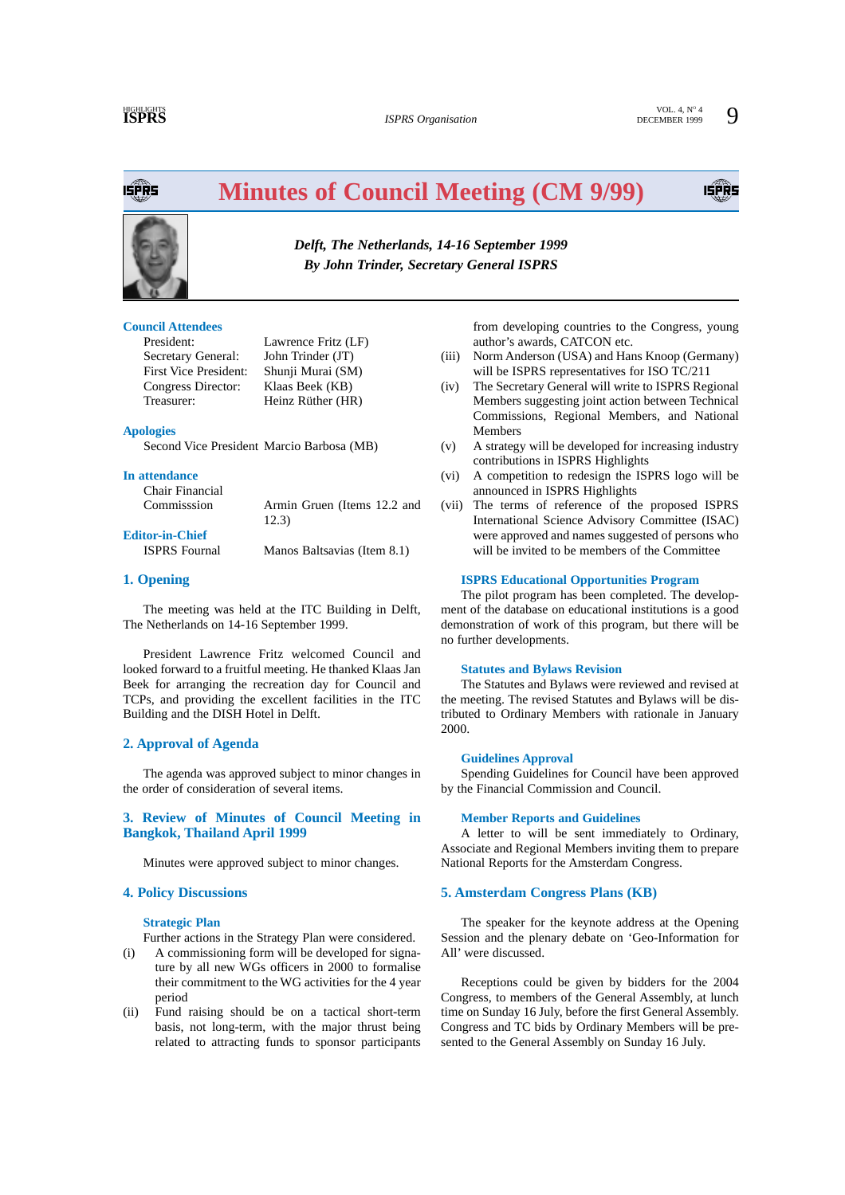# Minutes of Council Meeting (CM 9/99)

*Delft, The Netherlands, 14-16 September 1999*
*By John Trinder, Secretary General ISPRS*

### Council Attendees

| | |
|---|---|
| President: | Lawrence Fritz (LF) |
| Secretary General: | John Trinder (JT) |
| First Vice President: | Shunji Murai (SM) |
| Congress Director: | Klaas Beek (KB) |
| Treasurer: | Heinz Rüther (HR) |

### Apologies

Second Vice President Marcio Barbosa (MB)

### In attendance

| | |
|---|---|
| Chair Financial Commisssion | Armin Gruen (Items 12.2 and 12.3) |

### Editor-in-Chief

| | |
|---|---|
| ISPRS Fournal | Manos Baltsavias (Item 8.1) |

## 1. Opening

The meeting was held at the ITC Building in Delft, The Netherlands on 14-16 September 1999.

President Lawrence Fritz welcomed Council and looked forward to a fruitful meeting. He thanked Klaas Jan Beek for arranging the recreation day for Council and TCPs, and providing the excellent facilities in the ITC Building and the DISH Hotel in Delft.

## 2. Approval of Agenda

The agenda was approved subject to minor changes in the order of consideration of several items.

## 3. Review of Minutes of Council Meeting in Bangkok, Thailand April 1999

Minutes were approved subject to minor changes.

## 4. Policy Discussions

### Strategic Plan

Further actions in the Strategy Plan were considered.

(i) A commissioning form will be developed for signature by all new WGs officers in 2000 to formalise their commitment to the WG activities for the 4 year period

(ii) Fund raising should be on a tactical short-term basis, not long-term, with the major thrust being related to attracting funds to sponsor participants from developing countries to the Congress, young author's awards, CATCON etc.

(iii) Norm Anderson (USA) and Hans Knoop (Germany) will be ISPRS representatives for ISO TC/211

(iv) The Secretary General will write to ISPRS Regional Members suggesting joint action between Technical Commissions, Regional Members, and National Members

(v) A strategy will be developed for increasing industry contributions in ISPRS Highlights

(vi) A competition to redesign the ISPRS logo will be announced in ISPRS Highlights

(vii) The terms of reference of the proposed ISPRS International Science Advisory Committee (ISAC) were approved and names suggested of persons who will be invited to be members of the Committee

### ISPRS Educational Opportunities Program

The pilot program has been completed. The development of the database on educational institutions is a good demonstration of work of this program, but there will be no further developments.

### Statutes and Bylaws Revision

The Statutes and Bylaws were reviewed and revised at the meeting. The revised Statutes and Bylaws will be distributed to Ordinary Members with rationale in January 2000.

### Guidelines Approval

Spending Guidelines for Council have been approved by the Financial Commission and Council.

### Member Reports and Guidelines

A letter to will be sent immediately to Ordinary, Associate and Regional Members inviting them to prepare National Reports for the Amsterdam Congress.

## 5. Amsterdam Congress Plans (KB)

The speaker for the keynote address at the Opening Session and the plenary debate on 'Geo-Information for All' were discussed.

Receptions could be given by bidders for the 2004 Congress, to members of the General Assembly, at lunch time on Sunday 16 July, before the first General Assembly. Congress and TC bids by Ordinary Members will be presented to the General Assembly on Sunday 16 July.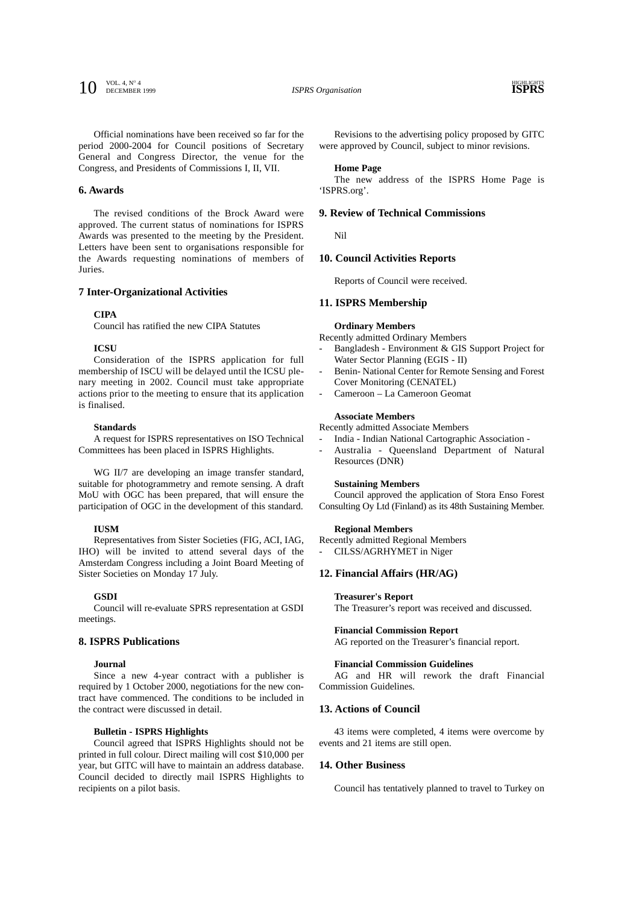Official nominations have been received so far for the period 2000-2004 for Council positions of Secretary General and Congress Director, the venue for the Congress, and Presidents of Commissions I, II, VII.

## 6. Awards

The revised conditions of the Brock Award were approved. The current status of nominations for ISPRS Awards was presented to the meeting by the President. Letters have been sent to organisations responsible for the Awards requesting nominations of members of Juries.

## 7 Inter-Organizational Activities

**CIPA**

Council has ratified the new CIPA Statutes

**ICSU**

Consideration of the ISPRS application for full membership of ISCU will be delayed until the ICSU plenary meeting in 2002. Council must take appropriate actions prior to the meeting to ensure that its application is finalised.

**Standards**

A request for ISPRS representatives on ISO Technical Committees has been placed in ISPRS Highlights.

WG II/7 are developing an image transfer standard, suitable for photogrammetry and remote sensing. A draft MoU with OGC has been prepared, that will ensure the participation of OGC in the development of this standard.

**IUSM**

Representatives from Sister Societies (FIG, ACI, IAG, IHO) will be invited to attend several days of the Amsterdam Congress including a Joint Board Meeting of Sister Societies on Monday 17 July.

**GSDI**

Council will re-evaluate SPRS representation at GSDI meetings.

## 8. ISPRS Publications

**Journal**

Since a new 4-year contract with a publisher is required by 1 October 2000, negotiations for the new contract have commenced. The conditions to be included in the contract were discussed in detail.

**Bulletin - ISPRS Highlights**

Council agreed that ISPRS Highlights should not be printed in full colour. Direct mailing will cost $10,000 per year, but GITC will have to maintain an address database. Council decided to directly mail ISPRS Highlights to recipients on a pilot basis.

Revisions to the advertising policy proposed by GITC were approved by Council, subject to minor revisions.

**Home Page**

The new address of the ISPRS Home Page is 'ISPRS.org'.

## 9. Review of Technical Commissions

Nil

## 10. Council Activities Reports

Reports of Council were received.

## 11. ISPRS Membership

**Ordinary Members**

Recently admitted Ordinary Members

- Bangladesh - Environment & GIS Support Project for Water Sector Planning (EGIS - II)
- Benin- National Center for Remote Sensing and Forest Cover Monitoring (CENATEL)
- Cameroon – La Cameroon Geomat

**Associate Members**

Recently admitted Associate Members

- India - Indian National Cartographic Association -
- Australia - Queensland Department of Natural Resources (DNR)

**Sustaining Members**

Council approved the application of Stora Enso Forest Consulting Oy Ltd (Finland) as its 48th Sustaining Member.

**Regional Members**

Recently admitted Regional Members

- CILSS/AGRHYMET in Niger

## 12. Financial Affairs (HR/AG)

**Treasurer's Report**

The Treasurer's report was received and discussed.

**Financial Commission Report**

AG reported on the Treasurer's financial report.

**Financial Commission Guidelines**

AG and HR will rework the draft Financial Commission Guidelines.

## 13. Actions of Council

43 items were completed, 4 items were overcome by events and 21 items are still open.

## 14. Other Business

Council has tentatively planned to travel to Turkey on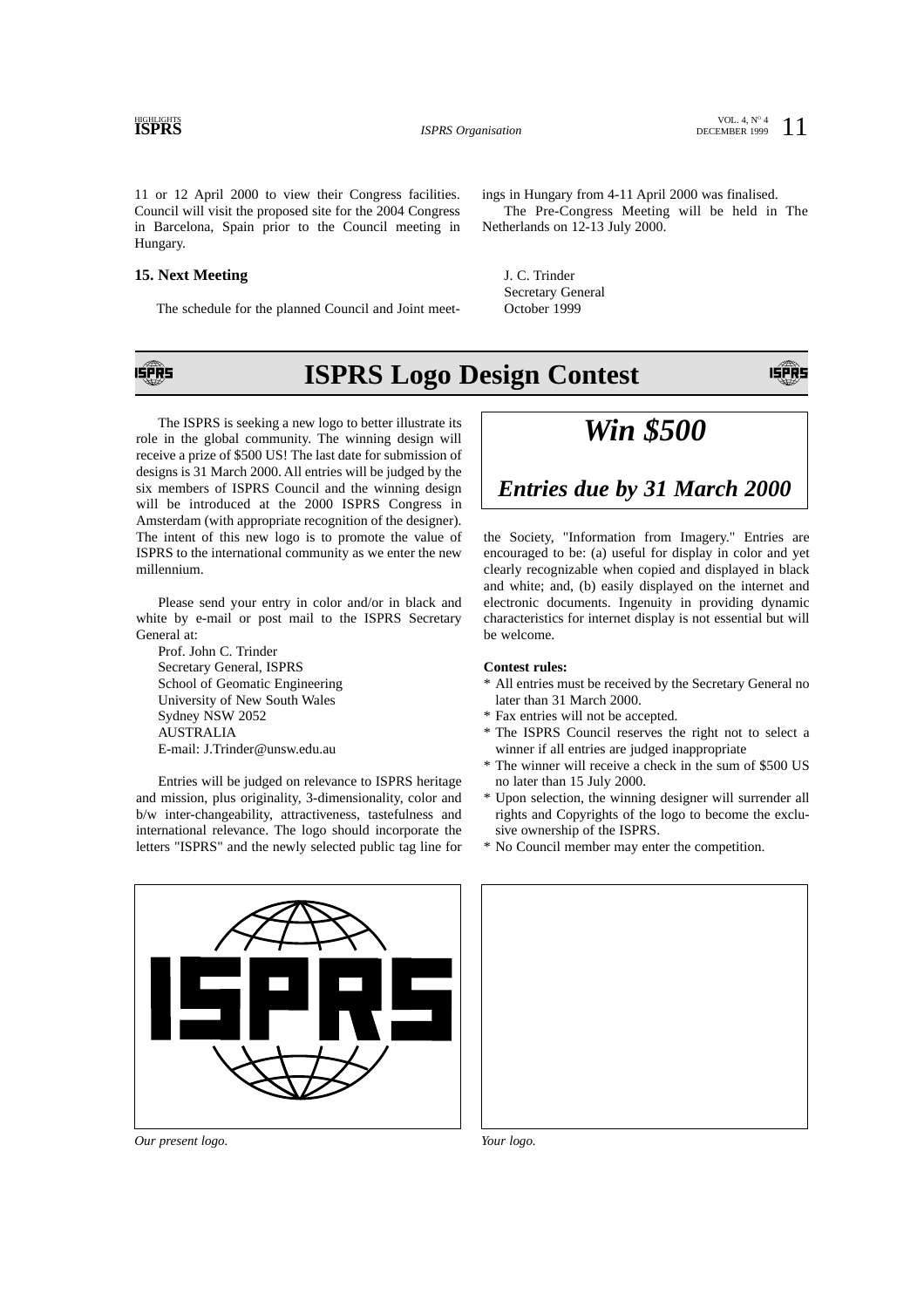11 or 12 April 2000 to view their Congress facilities. Council will visit the proposed site for the 2004 Congress in Barcelona, Spain prior to the Council meeting in Hungary.

### 15. Next Meeting

The schedule for the planned Council and Joint meetings in Hungary from 4-11 April 2000 was finalised.

The Pre-Congress Meeting will be held in The Netherlands on 12-13 July 2000.

J. C. Trinder
Secretary General
October 1999

# ISPRS Logo Design Contest

***Win $500***

***Entries due by 31 March 2000***

The ISPRS is seeking a new logo to better illustrate its role in the global community. The winning design will receive a prize of $500 US! The last date for submission of designs is 31 March 2000. All entries will be judged by the six members of ISPRS Council and the winning design will be introduced at the 2000 ISPRS Congress in Amsterdam (with appropriate recognition of the designer). The intent of this new logo is to promote the value of ISPRS to the international community as we enter the new millennium.

Please send your entry in color and/or in black and white by e-mail or post mail to the ISPRS Secretary General at:

Prof. John C. Trinder
Secretary General, ISPRS
School of Geomatic Engineering
University of New South Wales
Sydney NSW 2052
AUSTRALIA
E-mail: J.Trinder@unsw.edu.au

Entries will be judged on relevance to ISPRS heritage and mission, plus originality, 3-dimensionality, color and b/w inter-changeability, attractiveness, tastefulness and international relevance. The logo should incorporate the letters "ISPRS" and the newly selected public tag line for the Society, "Information from Imagery." Entries are encouraged to be: (a) useful for display in color and yet clearly recognizable when copied and displayed in black and white; and, (b) easily displayed on the internet and electronic documents. Ingenuity in providing dynamic characteristics for internet display is not essential but will be welcome.

**Contest rules:**

* All entries must be received by the Secretary General no later than 31 March 2000.
* Fax entries will not be accepted.
* The ISPRS Council reserves the right not to select a winner if all entries are judged inappropriate
* The winner will receive a check in the sum of $500 US no later than 15 July 2000.
* Upon selection, the winning designer will surrender all rights and Copyrights of the logo to become the exclusive ownership of the ISPRS.
* No Council member may enter the competition.

*Our present logo.*

*Your logo.*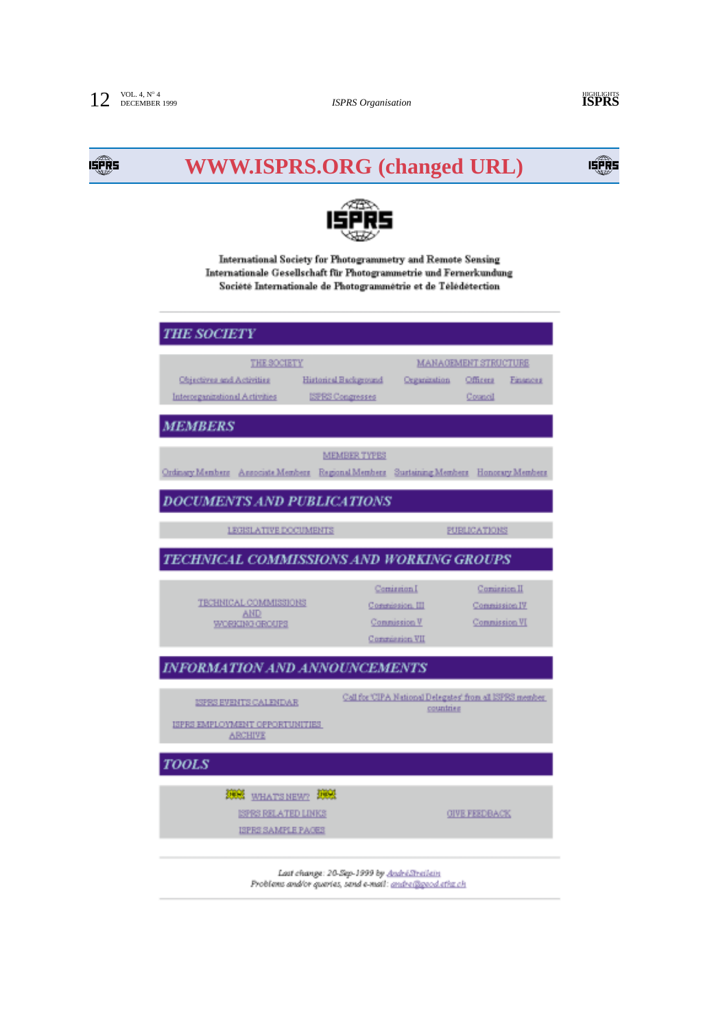# WWW.ISPRS.ORG (changed URL)

ISPRS

International Society for Photogrammetry and Remote Sensing
Internationale Gesellschaft für Photogrammetrie und Fernerkundung
Société Internationale de Photogrammétrie et de Télédétection

## THE SOCIETY

THE SOCIETY

Objectives and Activities — Historical Background
Interorganizational Activities — ISPRS Congresses

MANAGEMENT STRUCTURE

Organization — Officers — Finances
Council

## MEMBERS

MEMBER TYPES

Ordinary Members — Associate Members — Regional Members — Sustaining Members — Honorary Members

## DOCUMENTS AND PUBLICATIONS

LEGISLATIVE DOCUMENTS — PUBLICATIONS

## TECHNICAL COMMISSIONS AND WORKING GROUPS

TECHNICAL COMMISSIONS AND WORKING GROUPS

Comission I — Comission II
Commission III — Commission IV
Commission V — Commission VI
Commission VII

## INFORMATION AND ANNOUNCEMENTS

ISPRS EVENTS CALENDAR

ISPRS EMPLOYMENT OPPORTUNITIES ARCHIVE

Call for 'CIPA National Delegates' from all ISPRS member countries

## TOOLS

NEW WHATS NEW? NEW

ISPRS RELATED LINKS

ISPRS SAMPLE PAGES

GIVE FEEDBACK

*Last change: 20-Sep-1999 by André Streilein*
*Problems and/or queries, send e-mail: andre@geod.ethz.ch*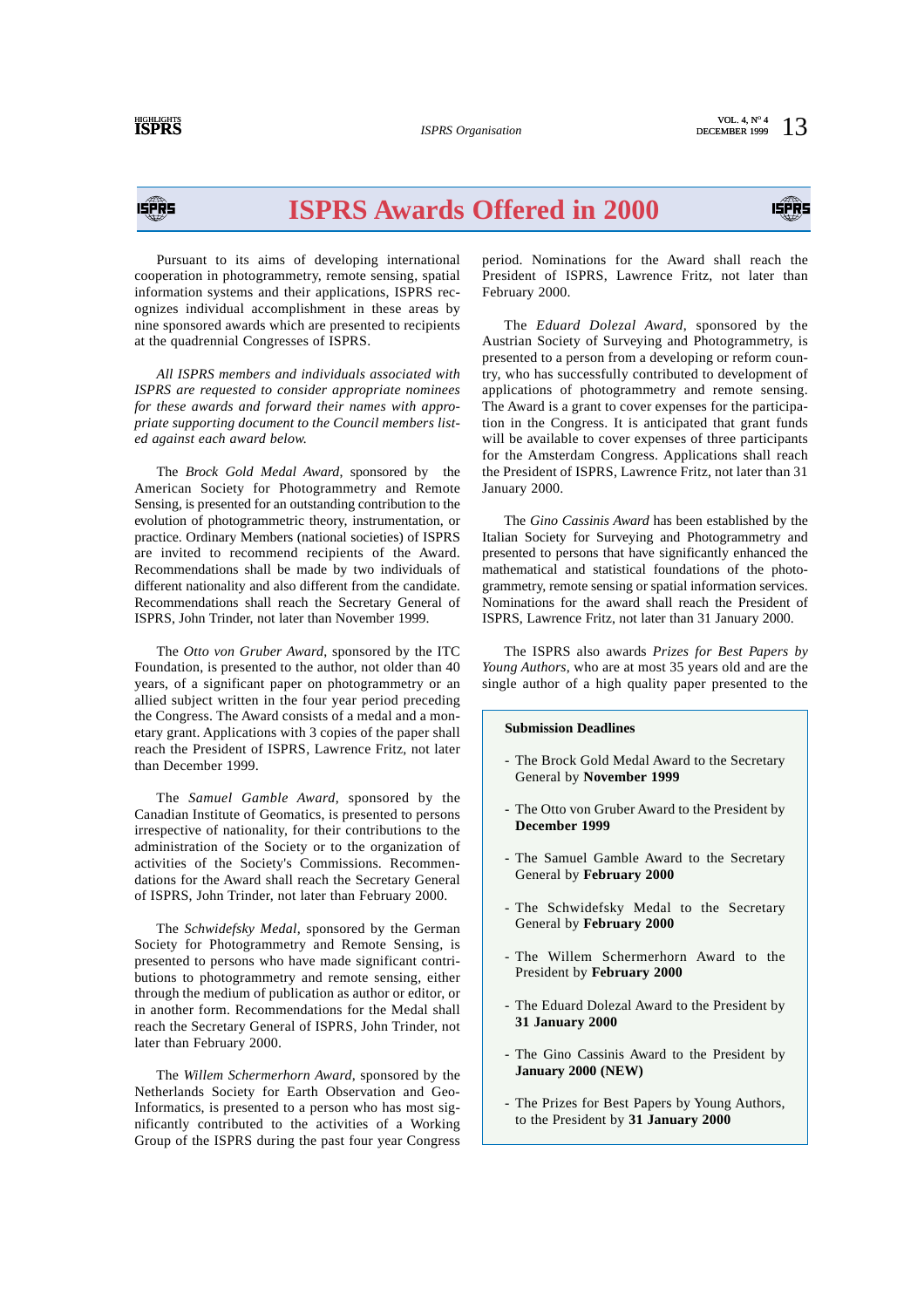# ISPRS Awards Offered in 2000

Pursuant to its aims of developing international cooperation in photogrammetry, remote sensing, spatial information systems and their applications, ISPRS recognizes individual accomplishment in these areas by nine sponsored awards which are presented to recipients at the quadrennial Congresses of ISPRS.

*All ISPRS members and individuals associated with ISPRS are requested to consider appropriate nominees for these awards and forward their names with appropriate supporting document to the Council members listed against each award below.*

The *Brock Gold Medal Award*, sponsored by the American Society for Photogrammetry and Remote Sensing, is presented for an outstanding contribution to the evolution of photogrammetric theory, instrumentation, or practice. Ordinary Members (national societies) of ISPRS are invited to recommend recipients of the Award. Recommendations shall be made by two individuals of different nationality and also different from the candidate. Recommendations shall reach the Secretary General of ISPRS, John Trinder, not later than November 1999.

The *Otto von Gruber Award*, sponsored by the ITC Foundation, is presented to the author, not older than 40 years, of a significant paper on photogrammetry or an allied subject written in the four year period preceding the Congress. The Award consists of a medal and a monetary grant. Applications with 3 copies of the paper shall reach the President of ISPRS, Lawrence Fritz, not later than December 1999.

The *Samuel Gamble Award*, sponsored by the Canadian Institute of Geomatics, is presented to persons irrespective of nationality, for their contributions to the administration of the Society or to the organization of activities of the Society's Commissions. Recommendations for the Award shall reach the Secretary General of ISPRS, John Trinder, not later than February 2000.

The *Schwidefsky Medal*, sponsored by the German Society for Photogrammetry and Remote Sensing, is presented to persons who have made significant contributions to photogrammetry and remote sensing, either through the medium of publication as author or editor, or in another form. Recommendations for the Medal shall reach the Secretary General of ISPRS, John Trinder, not later than February 2000.

The *Willem Schermerhorn Award*, sponsored by the Netherlands Society for Earth Observation and Geo-Informatics, is presented to a person who has most significantly contributed to the activities of a Working Group of the ISPRS during the past four year Congress period. Nominations for the Award shall reach the President of ISPRS, Lawrence Fritz, not later than February 2000.

The *Eduard Dolezal Award*, sponsored by the Austrian Society of Surveying and Photogrammetry, is presented to a person from a developing or reform country, who has successfully contributed to development of applications of photogrammetry and remote sensing. The Award is a grant to cover expenses for the participation in the Congress. It is anticipated that grant funds will be available to cover expenses of three participants for the Amsterdam Congress. Applications shall reach the President of ISPRS, Lawrence Fritz, not later than 31 January 2000.

The *Gino Cassinis Award* has been established by the Italian Society for Surveying and Photogrammetry and presented to persons that have significantly enhanced the mathematical and statistical foundations of the photogrammetry, remote sensing or spatial information services. Nominations for the award shall reach the President of ISPRS, Lawrence Fritz, not later than 31 January 2000.

The ISPRS also awards *Prizes for Best Papers by Young Authors*, who are at most 35 years old and are the single author of a high quality paper presented to the

**Submission Deadlines**

- The Brock Gold Medal Award to the Secretary General by **November 1999**
- The Otto von Gruber Award to the President by **December 1999**
- The Samuel Gamble Award to the Secretary General by **February 2000**
- The Schwidefsky Medal to the Secretary General by **February 2000**
- The Willem Schermerhorn Award to the President by **February 2000**
- The Eduard Dolezal Award to the President by **31 January 2000**
- The Gino Cassinis Award to the President by **January 2000 (NEW)**
- The Prizes for Best Papers by Young Authors, to the President by **31 January 2000**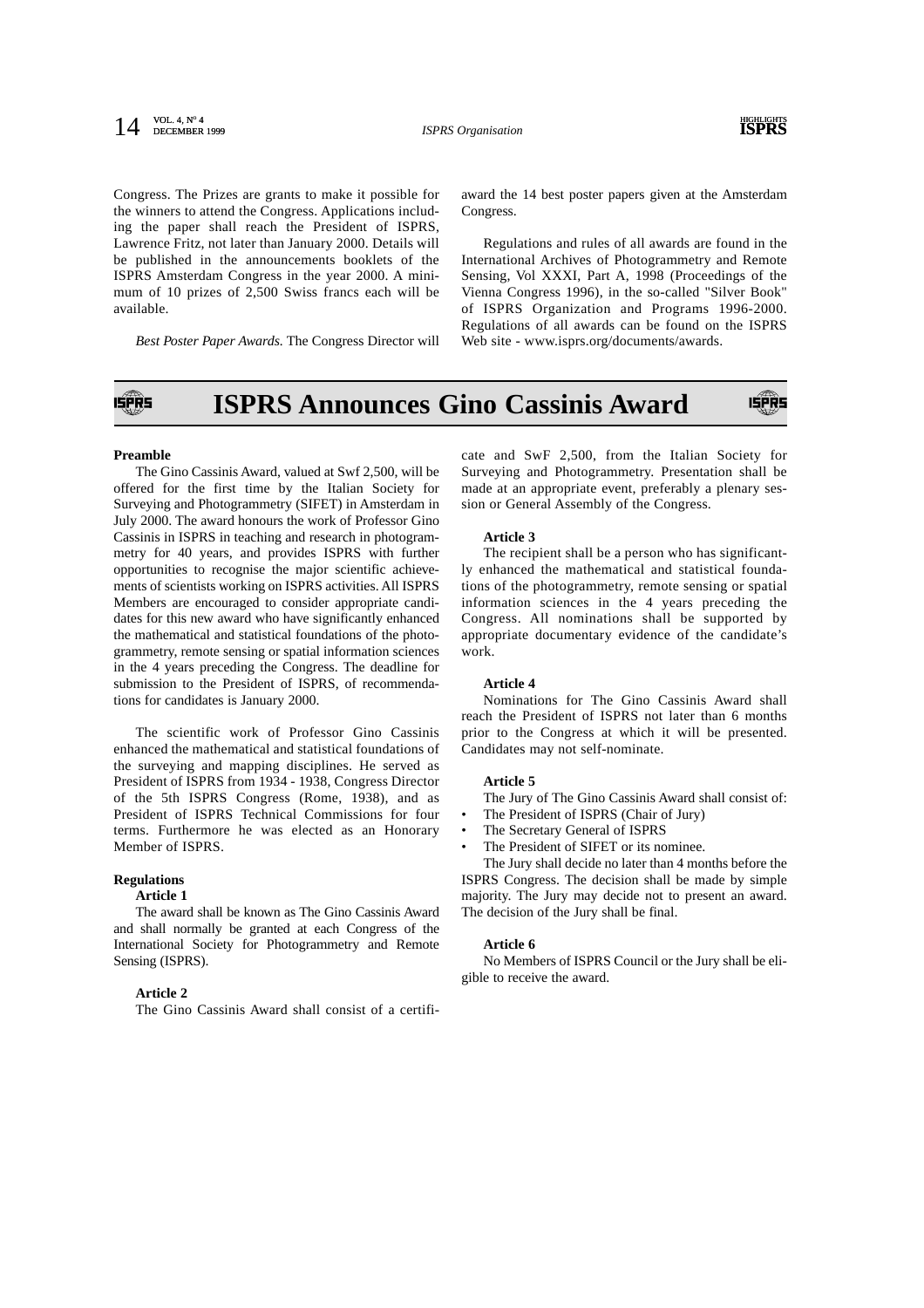Congress. The Prizes are grants to make it possible for the winners to attend the Congress. Applications including the paper shall reach the President of ISPRS, Lawrence Fritz, not later than January 2000. Details will be published in the announcements booklets of the ISPRS Amsterdam Congress in the year 2000. A minimum of 10 prizes of 2,500 Swiss francs each will be available.

*Best Poster Paper Awards.* The Congress Director will award the 14 best poster papers given at the Amsterdam Congress.

Regulations and rules of all awards are found in the International Archives of Photogrammetry and Remote Sensing, Vol XXXI, Part A, 1998 (Proceedings of the Vienna Congress 1996), in the so-called "Silver Book" of ISPRS Organization and Programs 1996-2000. Regulations of all awards can be found on the ISPRS Web site - www.isprs.org/documents/awards.

# ISPRS Announces Gino Cassinis Award

**Preamble**

The Gino Cassinis Award, valued at Swf 2,500, will be offered for the first time by the Italian Society for Surveying and Photogrammetry (SIFET) in Amsterdam in July 2000. The award honours the work of Professor Gino Cassinis in ISPRS in teaching and research in photogrammetry for 40 years, and provides ISPRS with further opportunities to recognise the major scientific achievements of scientists working on ISPRS activities. All ISPRS Members are encouraged to consider appropriate candidates for this new award who have significantly enhanced the mathematical and statistical foundations of the photogrammetry, remote sensing or spatial information sciences in the 4 years preceding the Congress. The deadline for submission to the President of ISPRS, of recommendations for candidates is January 2000.

The scientific work of Professor Gino Cassinis enhanced the mathematical and statistical foundations of the surveying and mapping disciplines. He served as President of ISPRS from 1934 - 1938, Congress Director of the 5th ISPRS Congress (Rome, 1938), and as President of ISPRS Technical Commissions for four terms. Furthermore he was elected as an Honorary Member of ISPRS.

**Regulations**

**Article 1**

The award shall be known as The Gino Cassinis Award and shall normally be granted at each Congress of the International Society for Photogrammetry and Remote Sensing (ISPRS).

**Article 2**

The Gino Cassinis Award shall consist of a certificate and SwF 2,500, from the Italian Society for Surveying and Photogrammetry. Presentation shall be made at an appropriate event, preferably a plenary session or General Assembly of the Congress.

**Article 3**

The recipient shall be a person who has significantly enhanced the mathematical and statistical foundations of the photogrammetry, remote sensing or spatial information sciences in the 4 years preceding the Congress. All nominations shall be supported by appropriate documentary evidence of the candidate's work.

**Article 4**

Nominations for The Gino Cassinis Award shall reach the President of ISPRS not later than 6 months prior to the Congress at which it will be presented. Candidates may not self-nominate.

**Article 5**

The Jury of The Gino Cassinis Award shall consist of:

- The President of ISPRS (Chair of Jury)
- The Secretary General of ISPRS
- The President of SIFET or its nominee.

The Jury shall decide no later than 4 months before the ISPRS Congress. The decision shall be made by simple majority. The Jury may decide not to present an award. The decision of the Jury shall be final.

**Article 6**

No Members of ISPRS Council or the Jury shall be eligible to receive the award.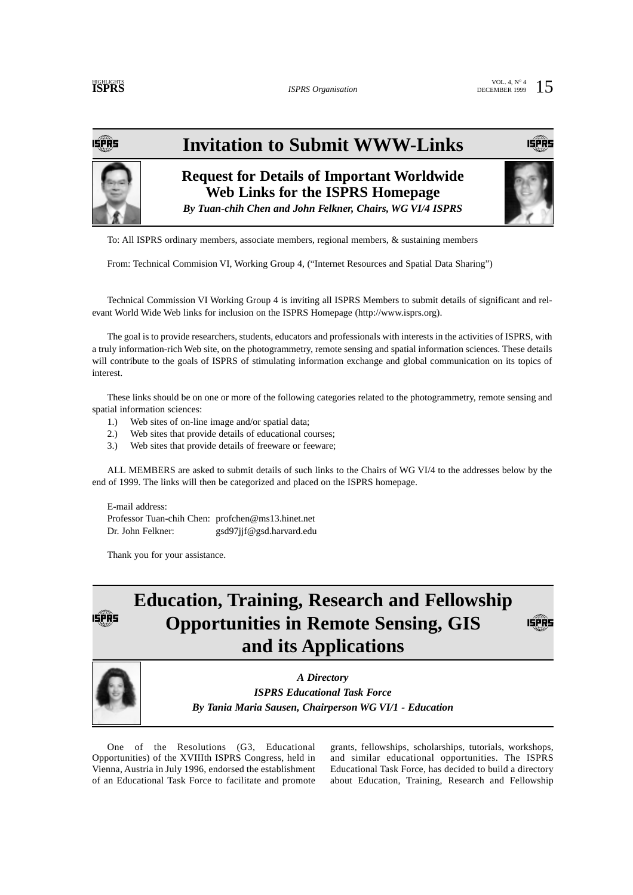# Invitation to Submit WWW-Links

## Request for Details of Important Worldwide Web Links for the ISPRS Homepage

***By Tuan-chih Chen and John Felkner, Chairs, WG VI/4 ISPRS***

To: All ISPRS ordinary members, associate members, regional members, & sustaining members

From: Technical Commision VI, Working Group 4, ("Internet Resources and Spatial Data Sharing")

Technical Commission VI Working Group 4 is inviting all ISPRS Members to submit details of significant and relevant World Wide Web links for inclusion on the ISPRS Homepage (http://www.isprs.org).

The goal is to provide researchers, students, educators and professionals with interests in the activities of ISPRS, with a truly information-rich Web site, on the photogrammetry, remote sensing and spatial information sciences. These details will contribute to the goals of ISPRS of stimulating information exchange and global communication on its topics of interest.

These links should be on one or more of the following categories related to the photogrammetry, remote sensing and spatial information sciences:

1.) Web sites of on-line image and/or spatial data;
2.) Web sites that provide details of educational courses;
3.) Web sites that provide details of freeware or feeware;

ALL MEMBERS are asked to submit details of such links to the Chairs of WG VI/4 to the addresses below by the end of 1999. The links will then be categorized and placed on the ISPRS homepage.

E-mail address:
Professor Tuan-chih Chen: profchen@ms13.hinet.net
Dr. John Felkner: gsd97jjf@gsd.harvard.edu

Thank you for your assistance.

# Education, Training, Research and Fellowship Opportunities in Remote Sensing, GIS and its Applications

***A Directory***

***ISPRS Educational Task Force***

***By Tania Maria Sausen, Chairperson WG VI/1 - Education***

One of the Resolutions (G3, Educational Opportunities) of the XVIIIth ISPRS Congress, held in Vienna, Austria in July 1996, endorsed the establishment of an Educational Task Force to facilitate and promote grants, fellowships, scholarships, tutorials, workshops, and similar educational opportunities. The ISPRS Educational Task Force, has decided to build a directory about Education, Training, Research and Fellowship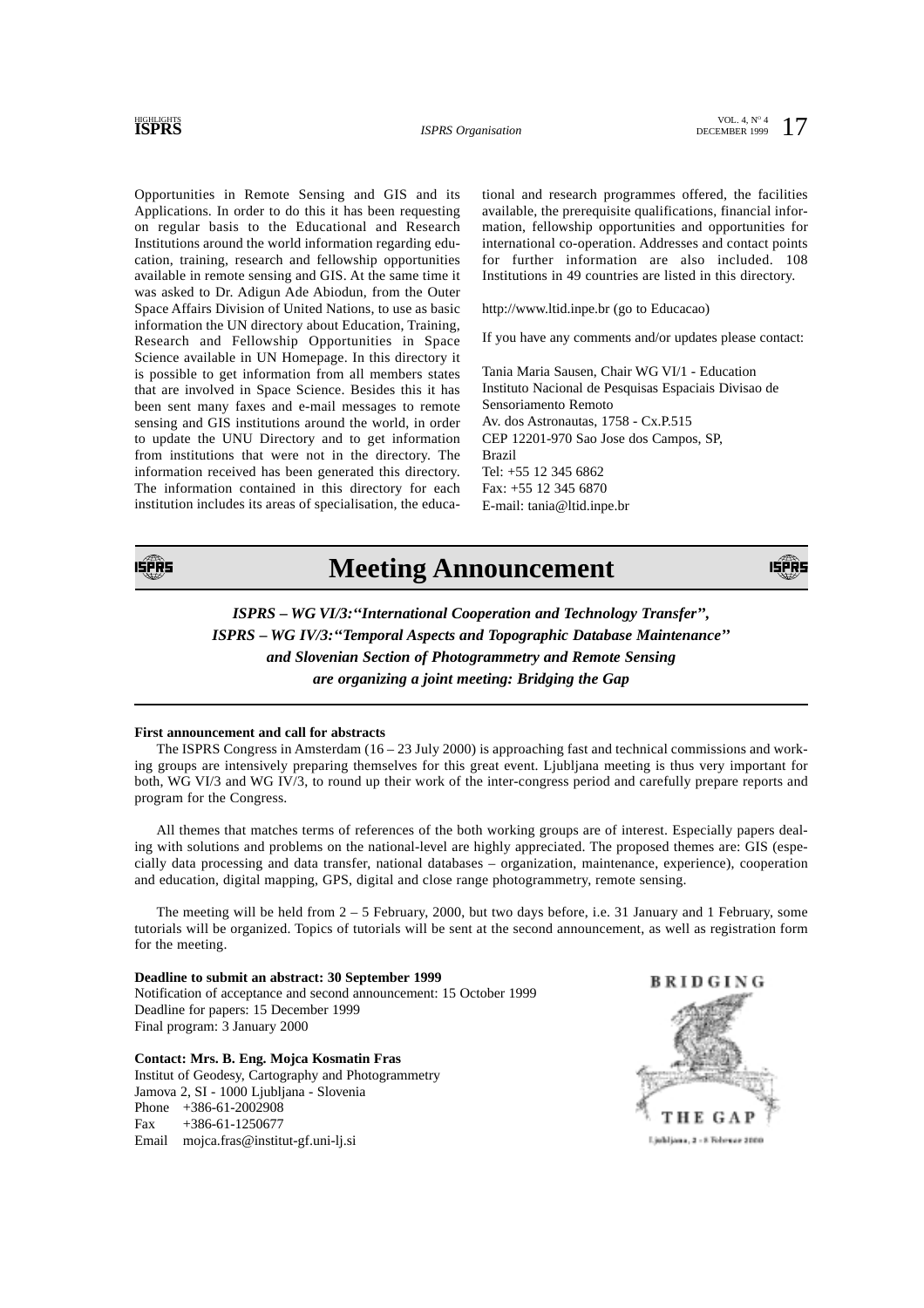Opportunities in Remote Sensing and GIS and its Applications. In order to do this it has been requesting on regular basis to the Educational and Research Institutions around the world information regarding education, training, research and fellowship opportunities available in remote sensing and GIS. At the same time it was asked to Dr. Adigun Ade Abiodun, from the Outer Space Affairs Division of United Nations, to use as basic information the UN directory about Education, Training, Research and Fellowship Opportunities in Space Science available in UN Homepage. In this directory it is possible to get information from all members states that are involved in Space Science. Besides this it has been sent many faxes and e-mail messages to remote sensing and GIS institutions around the world, in order to update the UNU Directory and to get information from institutions that were not in the directory. The information received has been generated this directory. The information contained in this directory for each institution includes its areas of specialisation, the educational and research programmes offered, the facilities available, the prerequisite qualifications, financial information, fellowship opportunities and opportunities for international co-operation. Addresses and contact points for further information are also included. 108 Institutions in 49 countries are listed in this directory.

http://www.ltid.inpe.br (go to Educacao)

If you have any comments and/or updates please contact:

Tania Maria Sausen, Chair WG VI/1 - Education
Instituto Nacional de Pesquisas Espaciais Divisao de Sensoriamento Remoto
Av. dos Astronautas, 1758 - Cx.P.515
CEP 12201-970 Sao Jose dos Campos, SP, Brazil
Tel: +55 12 345 6862
Fax: +55 12 345 6870
E-mail: tania@ltid.inpe.br

# Meeting Announcement

***ISPRS – WG VI/3: "International Cooperation and Technology Transfer", ISPRS – WG IV/3: "Temporal Aspects and Topographic Database Maintenance" and Slovenian Section of Photogrammetry and Remote Sensing are organizing a joint meeting: Bridging the Gap***

**First announcement and call for abstracts**

The ISPRS Congress in Amsterdam (16 – 23 July 2000) is approaching fast and technical commissions and working groups are intensively preparing themselves for this great event. Ljubljana meeting is thus very important for both, WG VI/3 and WG IV/3, to round up their work of the inter-congress period and carefully prepare reports and program for the Congress.

All themes that matches terms of references of the both working groups are of interest. Especially papers dealing with solutions and problems on the national-level are highly appreciated. The proposed themes are: GIS (especially data processing and data transfer, national databases – organization, maintenance, experience), cooperation and education, digital mapping, GPS, digital and close range photogrammetry, remote sensing.

The meeting will be held from 2 – 5 February, 2000, but two days before, i.e. 31 January and 1 February, some tutorials will be organized. Topics of tutorials will be sent at the second announcement, as well as registration form for the meeting.

**Deadline to submit an abstract: 30 September 1999**
Notification of acceptance and second announcement: 15 October 1999
Deadline for papers: 15 December 1999
Final program: 3 January 2000

**Contact: Mrs. B. Eng. Mojca Kosmatin Fras**
Institut of Geodesy, Cartography and Photogrammetry
Jamova 2, SI - 1000 Ljubljana - Slovenia
Phone +386-61-2002908
Fax +386-61-1250677
Email mojca.fras@institut-gf.uni-lj.si

BRIDGING THE GAP
Ljubljana, 2 - 5 Februar 2000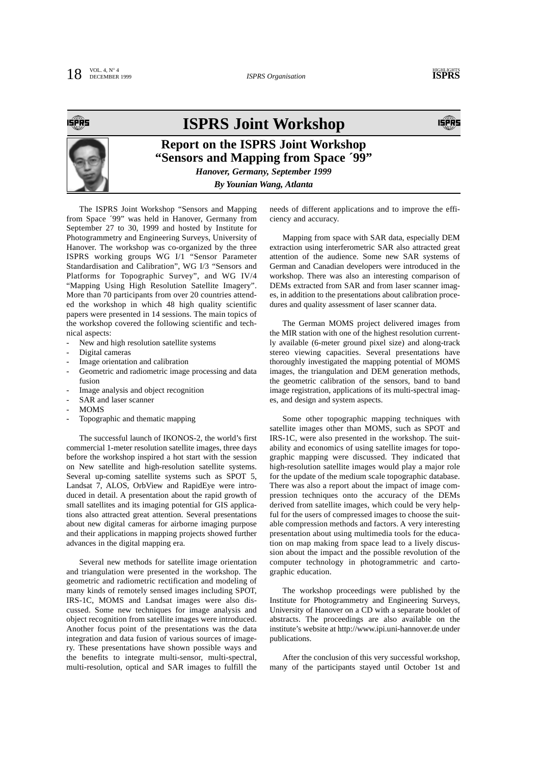# ISPRS Joint Workshop

## Report on the ISPRS Joint Workshop "Sensors and Mapping from Space ´99"

***Hanover, Germany, September 1999***

***By Younian Wang, Atlanta***

The ISPRS Joint Workshop "Sensors and Mapping from Space ´99" was held in Hanover, Germany from September 27 to 30, 1999 and hosted by Institute for Photogrammetry and Engineering Surveys, University of Hanover. The workshop was co-organized by the three ISPRS working groups WG I/1 "Sensor Parameter Standardisation and Calibration", WG I/3 "Sensors and Platforms for Topographic Survey", and WG IV/4 "Mapping Using High Resolution Satellite Imagery". More than 70 participants from over 20 countries attended the workshop in which 48 high quality scientific papers were presented in 14 sessions. The main topics of the workshop covered the following scientific and technical aspects:

- New and high resolution satellite systems
- Digital cameras
- Image orientation and calibration
- Geometric and radiometric image processing and data fusion
- Image analysis and object recognition
- SAR and laser scanner
- MOMS
- Topographic and thematic mapping

The successful launch of IKONOS-2, the world's first commercial 1-meter resolution satellite images, three days before the workshop inspired a hot start with the session on New satellite and high-resolution satellite systems. Several up-coming satellite systems such as SPOT 5, Landsat 7, ALOS, OrbView and RapidEye were introduced in detail. A presentation about the rapid growth of small satellites and its imaging potential for GIS applications also attracted great attention. Several presentations about new digital cameras for airborne imaging purpose and their applications in mapping projects showed further advances in the digital mapping era.

Several new methods for satellite image orientation and triangulation were presented in the workshop. The geometric and radiometric rectification and modeling of many kinds of remotely sensed images including SPOT, IRS-1C, MOMS and Landsat images were also discussed. Some new techniques for image analysis and object recognition from satellite images were introduced. Another focus point of the presentations was the data integration and data fusion of various sources of imagery. These presentations have shown possible ways and the benefits to integrate multi-sensor, multi-spectral, multi-resolution, optical and SAR images to fulfill the needs of different applications and to improve the efficiency and accuracy.

Mapping from space with SAR data, especially DEM extraction using interferometric SAR also attracted great attention of the audience. Some new SAR systems of German and Canadian developers were introduced in the workshop. There was also an interesting comparison of DEMs extracted from SAR and from laser scanner images, in addition to the presentations about calibration procedures and quality assessment of laser scanner data.

The German MOMS project delivered images from the MIR station with one of the highest resolution currently available (6-meter ground pixel size) and along-track stereo viewing capacities. Several presentations have thoroughly investigated the mapping potential of MOMS images, the triangulation and DEM generation methods, the geometric calibration of the sensors, band to band image registration, applications of its multi-spectral images, and design and system aspects.

Some other topographic mapping techniques with satellite images other than MOMS, such as SPOT and IRS-1C, were also presented in the workshop. The suitability and economics of using satellite images for topographic mapping were discussed. They indicated that high-resolution satellite images would play a major role for the update of the medium scale topographic database. There was also a report about the impact of image compression techniques onto the accuracy of the DEMs derived from satellite images, which could be very helpful for the users of compressed images to choose the suitable compression methods and factors. A very interesting presentation about using multimedia tools for the education on map making from space lead to a lively discussion about the impact and the possible revolution of the computer technology in photogrammetric and cartographic education.

The workshop proceedings were published by the Institute for Photogrammetry and Engineering Surveys, University of Hanover on a CD with a separate booklet of abstracts. The proceedings are also available on the institute's website at http://www.ipi.uni-hannover.de under publications.

After the conclusion of this very successful workshop, many of the participants stayed until October 1st and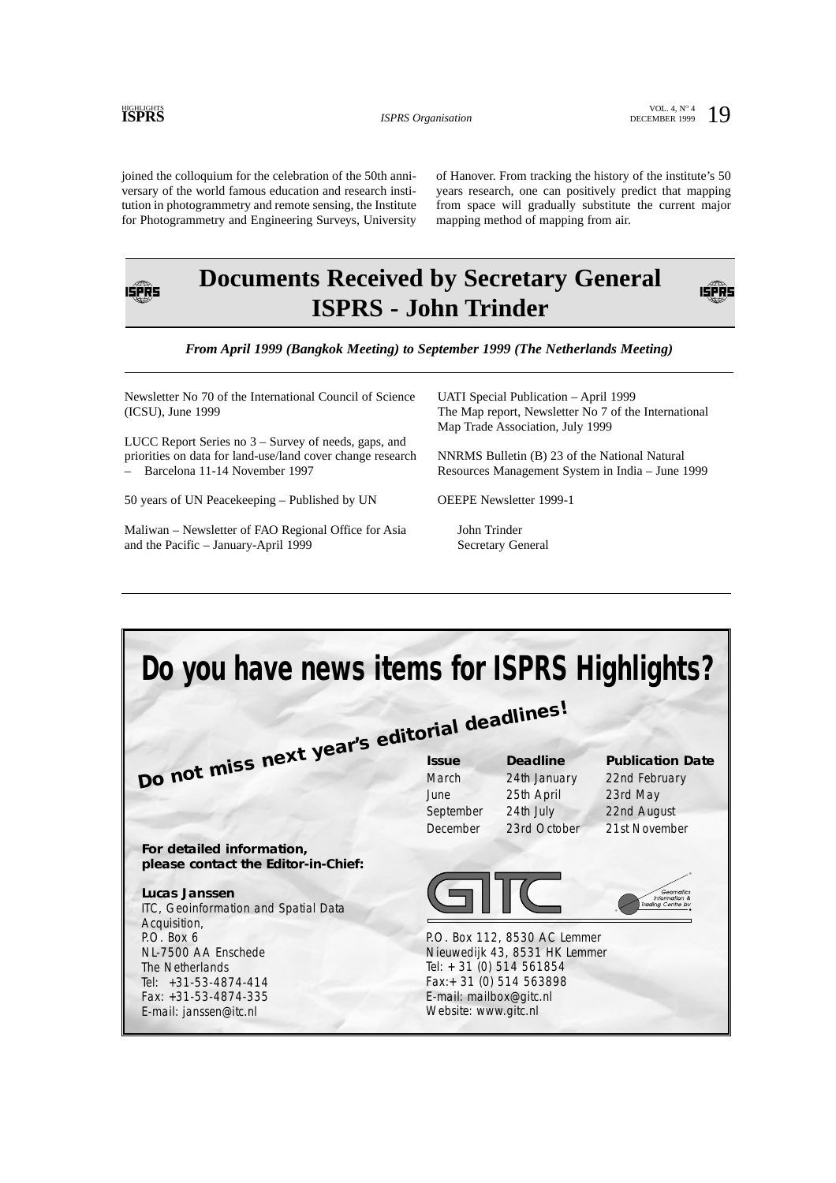joined the colloquium for the celebration of the 50th anniversary of the world famous education and research institution in photogrammetry and remote sensing, the Institute for Photogrammetry and Engineering Surveys, University of Hanover. From tracking the history of the institute's 50 years research, one can positively predict that mapping from space will gradually substitute the current major mapping method of mapping from air.

# Documents Received by Secretary General ISPRS - John Trinder

***From April 1999 (Bangkok Meeting) to September 1999 (The Netherlands Meeting)***

Newsletter No 70 of the International Council of Science (ICSU), June 1999

LUCC Report Series no 3 – Survey of needs, gaps, and priorities on data for land-use/land cover change research – Barcelona 11-14 November 1997

50 years of UN Peacekeeping – Published by UN

Maliwan – Newsletter of FAO Regional Office for Asia and the Pacific – January-April 1999

UATI Special Publication – April 1999

The Map report, Newsletter No 7 of the International Map Trade Association, July 1999

NNRMS Bulletin (B) 23 of the National Natural Resources Management System in India – June 1999

OEEPE Newsletter 1999-1

John Trinder
Secretary General

# Do you have news items for ISPRS Highlights?

**Do not miss next year's editorial deadlines!**

| Issue | Deadline | Publication Date |
| --- | --- | --- |
| March | 24th January | 22nd February |
| June | 25th April | 23rd May |
| September | 24th July | 22nd August |
| December | 23rd October | 21st November |

**For detailed information, please contact the Editor-in-Chief:**

**Lucas Janssen**
ITC, Geoinformation and Spatial Data Acquisition,
P.O. Box 6
NL-7500 AA Enschede
The Netherlands
Tel: +31-53-4874-414
Fax: +31-53-4874-335
E-mail: janssen@itc.nl

GITC
Geomatics Information & Trading Centre bv

P.O. Box 112, 8530 AC Lemmer
Nieuwedijk 43, 8531 HK Lemmer
Tel: + 31 (0) 514 561854
Fax:+ 31 (0) 514 563898
E-mail: mailbox@gitc.nl
Website: www.gitc.nl